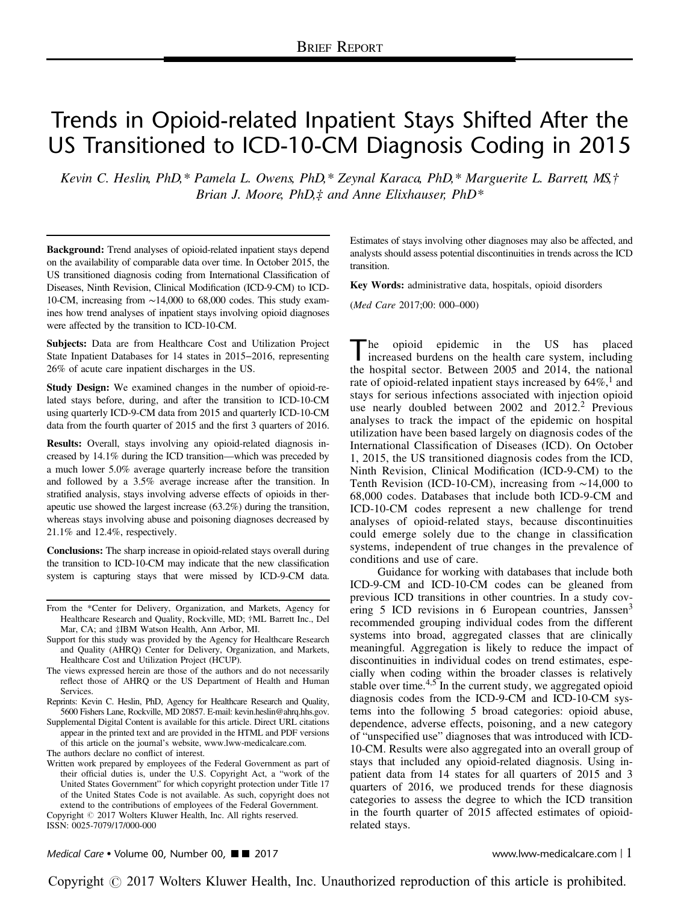Brief Report

# Trends in Opioid-related Inpatient Stays Shifted After the US Transitioned to ICD-10-CM Diagnosis Coding in 2015

*Kevin C. Heslin, PhD,\* Pamela L. Owens, PhD,\* Zeynal Karaca, PhD,\* Marguerite L. Barrett, MS,† Brian J. Moore, PhD,‡ and Anne Elixhauser, PhD\**

**Background:** Trend analyses of opioid-related inpatient stays depend on the availability of comparable data over time. In October 2015, the US transitioned diagnosis coding from International Classification of Diseases, Ninth Revision, Clinical Modification (ICD-9-CM) to ICD-10-CM, increasing from ∼14,000 to 68,000 codes. This study examines how trend analyses of inpatient stays involving opioid diagnoses were affected by the transition to ICD-10-CM.

**Subjects:** Data are from Healthcare Cost and Utilization Project State Inpatient Databases for 14 states in 2015–2016, representing 26% of acute care inpatient discharges in the US.

**Study Design:** We examined changes in the number of opioid-related stays before, during, and after the transition to ICD-10-CM using quarterly ICD-9-CM data from 2015 and quarterly ICD-10-CM data from the fourth quarter of 2015 and the first 3 quarters of 2016.

**Results:** Overall, stays involving any opioid-related diagnosis increased by 14.1% during the ICD transition—which was preceded by a much lower 5.0% average quarterly increase before the transition and followed by a 3.5% average increase after the transition. In stratified analysis, stays involving adverse effects of opioids in therapeutic use showed the largest increase (63.2%) during the transition, whereas stays involving abuse and poisoning diagnoses decreased by 21.1% and 12.4%, respectively.

**Conclusions:** The sharp increase in opioid-related stays overall during the transition to ICD-10-CM may indicate that the new classification system is capturing stays that were missed by ICD-9-CM data. Estimates of stays involving other diagnoses may also be affected, and analysts should assess potential discontinuities in trends across the ICD transition.

**Key Words:** administrative data, hospitals, opioid disorders

(*Med Care* 2017;00: 000–000)

From the \*Center for Delivery, Organization, and Markets, Agency for Healthcare Research and Quality, Rockville, MD; †ML Barrett Inc., Del Mar, CA; and ‡IBM Watson Health, Ann Arbor, MI.

Support for this study was provided by the Agency for Healthcare Research and Quality (AHRQ) Center for Delivery, Organization, and Markets, Healthcare Cost and Utilization Project (HCUP).

The views expressed herein are those of the authors and do not necessarily reflect those of AHRQ or the US Department of Health and Human Services.

Reprints: Kevin C. Heslin, PhD, Agency for Healthcare Research and Quality, 5600 Fishers Lane, Rockville, MD 20857. E-mail: kevin.heslin@ahrq.hhs.gov.

Supplemental Digital Content is available for this article. Direct URL citations appear in the printed text and are provided in the HTML and PDF versions of this article on the journal's website, www.lww-medicalcare.com.

The authors declare no conflict of interest.

Written work prepared by employees of the Federal Government as part of their official duties is, under the U.S. Copyright Act, a "work of the United States Government" for which copyright protection under Title 17 of the United States Code is not available. As such, copyright does not extend to the contributions of employees of the Federal Government.

Copyright © 2017 Wolters Kluwer Health, Inc. All rights reserved.

ISSN: 0025-7079/17/000-000

The opioid epidemic in the US has placed increased burdens on the health care system, including the hospital sector. Between 2005 and 2014, the national rate of opioid-related inpatient stays increased by 64%,[1] and stays for serious infections associated with injection opioid use nearly doubled between 2002 and 2012.[2] Previous analyses to track the impact of the epidemic on hospital utilization have been based largely on diagnosis codes of the International Classification of Diseases (ICD). On October 1, 2015, the US transitioned diagnosis codes from the ICD, Ninth Revision, Clinical Modification (ICD-9-CM) to the Tenth Revision (ICD-10-CM), increasing from ∼14,000 to 68,000 codes. Databases that include both ICD-9-CM and ICD-10-CM codes represent a new challenge for trend analyses of opioid-related stays, because discontinuities could emerge solely due to the change in classification systems, independent of true changes in the prevalence of conditions and use of care.

Guidance for working with databases that include both ICD-9-CM and ICD-10-CM codes can be gleaned from previous ICD transitions in other countries. In a study covering 5 ICD revisions in 6 European countries, Janssen[3] recommended grouping individual codes from the different systems into broad, aggregated classes that are clinically meaningful. Aggregation is likely to reduce the impact of discontinuities in individual codes on trend estimates, especially when coding within the broader classes is relatively stable over time.[4,5] In the current study, we aggregated opioid diagnosis codes from the ICD-9-CM and ICD-10-CM systems into the following 5 broad categories: opioid abuse, dependence, adverse effects, poisoning, and a new category of "unspecified use" diagnoses that was introduced with ICD-10-CM. Results were also aggregated into an overall group of stays that included any opioid-related diagnosis. Using inpatient data from 14 states for all quarters of 2015 and 3 quarters of 2016, we produced trends for these diagnosis categories to assess the degree to which the ICD transition in the fourth quarter of 2015 affected estimates of opioid-related stays.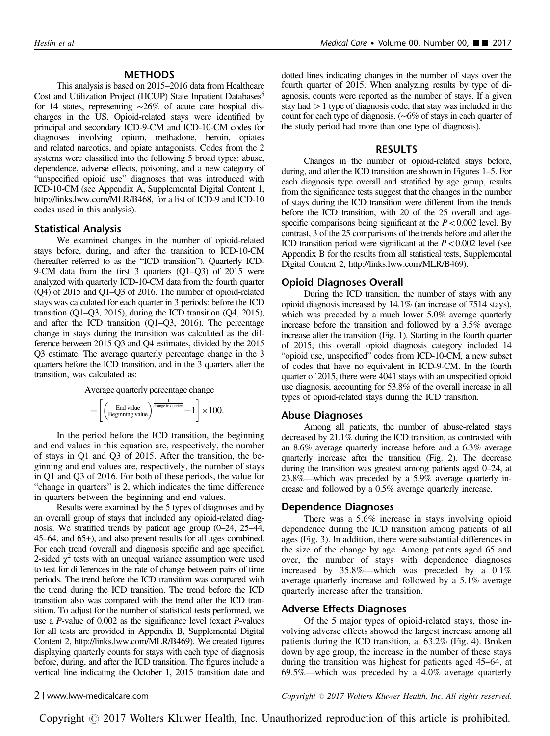## METHODS

This analysis is based on 2015–2016 data from Healthcare Cost and Utilization Project (HCUP) State Inpatient Databases[6] for 14 states, representing ∼26% of acute care hospital discharges in the US. Opioid-related stays were identified by principal and secondary ICD-9-CM and ICD-10-CM codes for diagnoses involving opium, methadone, heroin, opiates and related narcotics, and opiate antagonists. Codes from the 2 systems were classified into the following 5 broad types: abuse, dependence, adverse effects, poisoning, and a new category of "unspecified opioid use" diagnoses that was introduced with ICD-10-CM (see Appendix A, Supplemental Digital Content 1, http://links.lww.com/MLR/B468, for a list of ICD-9 and ICD-10 codes used in this analysis).

### Statistical Analysis

We examined changes in the number of opioid-related stays before, during, and after the transition to ICD-10-CM (hereafter referred to as the "ICD transition"). Quarterly ICD-9-CM data from the first 3 quarters (Q1–Q3) of 2015 were analyzed with quarterly ICD-10-CM data from the fourth quarter (Q4) of 2015 and Q1–Q3 of 2016. The number of opioid-related stays was calculated for each quarter in 3 periods: before the ICD transition (Q1–Q3, 2015), during the ICD transition (Q4, 2015), and after the ICD transition (Q1–Q3, 2016). The percentage change in stays during the transition was calculated as the difference between 2015 Q3 and Q4 estimates, divided by the 2015 Q3 estimate. The average quarterly percentage change in the 3 quarters before the ICD transition, and in the 3 quarters after the transition, was calculated as:

$$\text{Average quarterly percentage change} = \left[\left(\frac{\text{End value}}{\text{Beginning value}}\right)^{\frac{1}{\text{change in quarters}}} - 1\right] \times 100.$$

In the period before the ICD transition, the beginning and end values in this equation are, respectively, the number of stays in Q1 and Q3 of 2015. After the transition, the beginning and end values are, respectively, the number of stays in Q1 and Q3 of 2016. For both of these periods, the value for "change in quarters" is 2, which indicates the time difference in quarters between the beginning and end values.

Results were examined by the 5 types of diagnoses and by an overall group of stays that included any opioid-related diagnosis. We stratified trends by patient age group (0–24, 25–44, 45–64, and 65+), and also present results for all ages combined. For each trend (overall and diagnosis specific and age specific), 2-sided $\chi^2$ tests with an unequal variance assumption were used to test for differences in the rate of change between pairs of time periods. The trend before the ICD transition was compared with the trend during the ICD transition. The trend before the ICD transition also was compared with the trend after the ICD transition. To adjust for the number of statistical tests performed, we use a $P$-value of 0.002 as the significance level (exact $P$-values for all tests are provided in Appendix B, Supplemental Digital Content 2, http://links.lww.com/MLR/B469). We created figures displaying quarterly counts for stays with each type of diagnosis before, during, and after the ICD transition. The figures include a vertical line indicating the October 1, 2015 transition date and dotted lines indicating changes in the number of stays over the fourth quarter of 2015. When analyzing results by type of diagnosis, counts were reported as the number of stays. If a given stay had > 1 type of diagnosis code, that stay was included in the count for each type of diagnosis. (∼6% of stays in each quarter of the study period had more than one type of diagnosis).

## RESULTS

Changes in the number of opioid-related stays before, during, and after the ICD transition are shown in Figures 1–5. For each diagnosis type overall and stratified by age group, results from the significance tests suggest that the changes in the number of stays during the ICD transition were different from the trends before the ICD transition, with 20 of the 25 overall and age-specific comparisons being significant at the $P < 0.002$ level. By contrast, 3 of the 25 comparisons of the trends before and after the ICD transition period were significant at the $P < 0.002$ level (see Appendix B for the results from all statistical tests, Supplemental Digital Content 2, http://links.lww.com/MLR/B469).

### Opioid Diagnoses Overall

During the ICD transition, the number of stays with any opioid diagnosis increased by 14.1% (an increase of 7514 stays), which was preceded by a much lower 5.0% average quarterly increase before the transition and followed by a 3.5% average increase after the transition (Fig. 1). Starting in the fourth quarter of 2015, this overall opioid diagnosis category included 14 "opioid use, unspecified" codes from ICD-10-CM, a new subset of codes that have no equivalent in ICD-9-CM. In the fourth quarter of 2015, there were 4041 stays with an unspecified opioid use diagnosis, accounting for 53.8% of the overall increase in all types of opioid-related stays during the ICD transition.

### Abuse Diagnoses

Among all patients, the number of abuse-related stays decreased by 21.1% during the ICD transition, as contrasted with an 8.6% average quarterly increase before and a 6.3% average quarterly increase after the transition (Fig. 2). The decrease during the transition was greatest among patients aged 0–24, at 23.8%—which was preceded by a 5.9% average quarterly increase and followed by a 0.5% average quarterly increase.

### Dependence Diagnoses

There was a 5.6% increase in stays involving opioid dependence during the ICD transition among patients of all ages (Fig. 3). In addition, there were substantial differences in the size of the change by age. Among patients aged 65 and over, the number of stays with dependence diagnoses increased by 35.8%—which was preceded by a 0.1% average quarterly increase and followed by a 5.1% average quarterly increase after the transition.

### Adverse Effects Diagnoses

Of the 5 major types of opioid-related stays, those involving adverse effects showed the largest increase among all patients during the ICD transition, at 63.2% (Fig. 4). Broken down by age group, the increase in the number of these stays during the transition was highest for patients aged 45–64, at 69.5%—which was preceded by a 4.0% average quarterly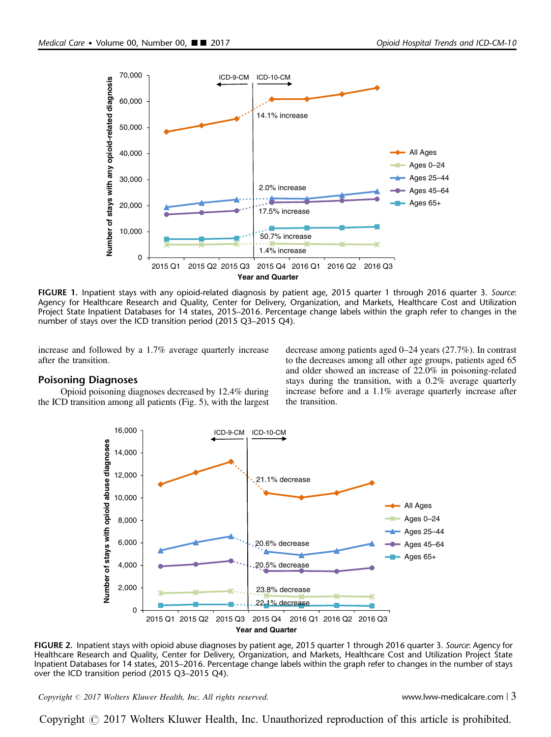FIGURE 1. Inpatient stays with any opioid-related diagnosis by patient age, 2015 quarter 1 through 2016 quarter 3. *Source*: Agency for Healthcare Research and Quality, Center for Delivery, Organization, and Markets, Healthcare Cost and Utilization Project State Inpatient Databases for 14 states, 2015–2016. Percentage change labels within the graph refer to changes in the number of stays over the ICD transition period (2015 Q3–2015 Q4).

increase and followed by a 1.7% average quarterly increase after the transition.

## Poisoning Diagnoses

Opioid poisoning diagnoses decreased by 12.4% during the ICD transition among all patients (Fig. 5), with the largest decrease among patients aged 0–24 years (27.7%). In contrast to the decreases among all other age groups, patients aged 65 and older showed an increase of 22.0% in poisoning-related stays during the transition, with a 0.2% average quarterly increase before and a 1.1% average quarterly increase after the transition.

FIGURE 2. Inpatient stays with opioid abuse diagnoses by patient age, 2015 quarter 1 through 2016 quarter 3. *Source*: Agency for Healthcare Research and Quality, Center for Delivery, Organization, and Markets, Healthcare Cost and Utilization Project State Inpatient Databases for 14 states, 2015–2016. Percentage change labels within the graph refer to changes in the number of stays over the ICD transition period (2015 Q3–2015 Q4).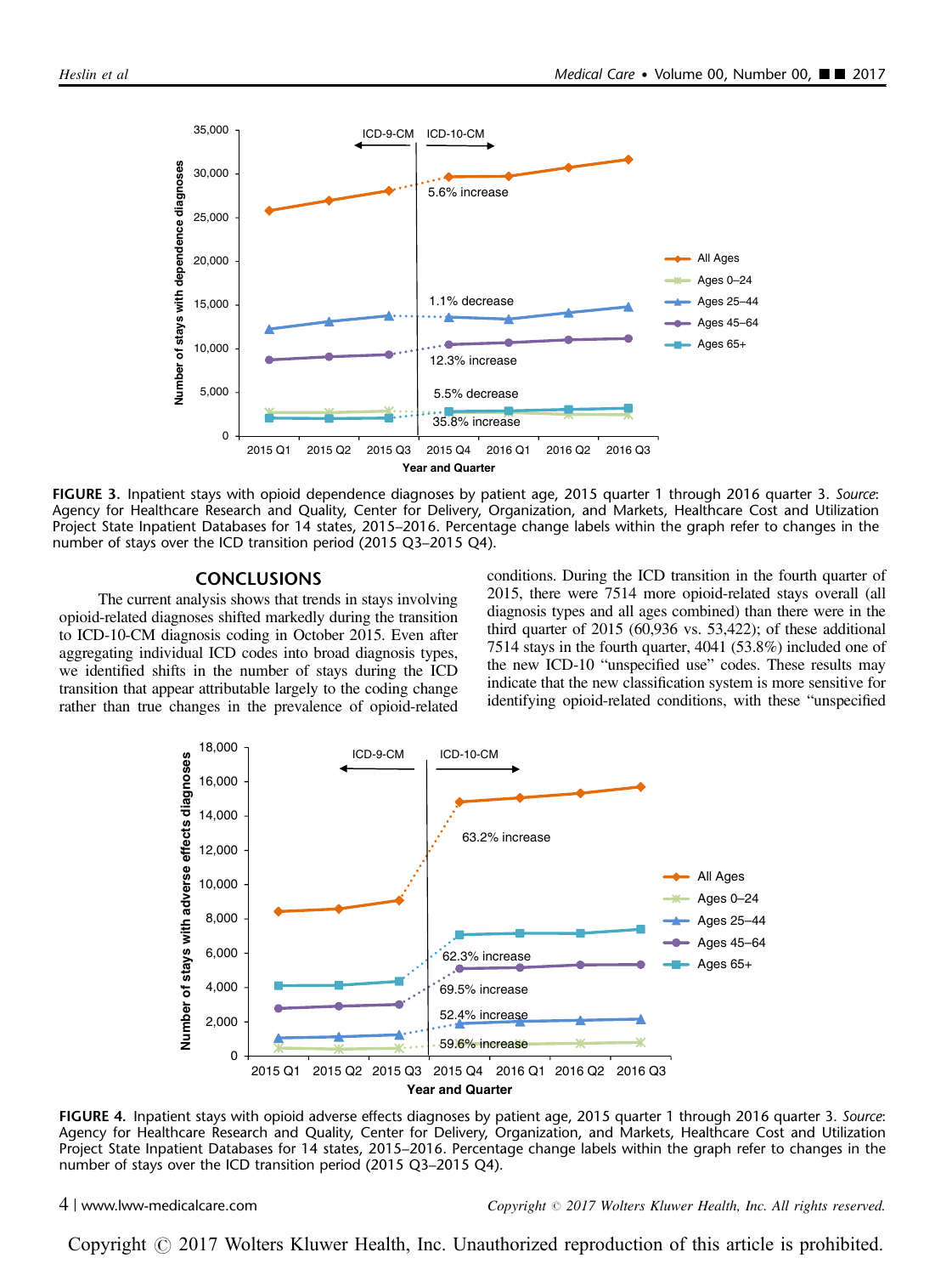**FIGURE 3.** Inpatient stays with opioid dependence diagnoses by patient age, 2015 quarter 1 through 2016 quarter 3. *Source*: Agency for Healthcare Research and Quality, Center for Delivery, Organization, and Markets, Healthcare Cost and Utilization Project State Inpatient Databases for 14 states, 2015–2016. Percentage change labels within the graph refer to changes in the number of stays over the ICD transition period (2015 Q3–2015 Q4).

## CONCLUSIONS

The current analysis shows that trends in stays involving opioid-related diagnoses shifted markedly during the transition to ICD-10-CM diagnosis coding in October 2015. Even after aggregating individual ICD codes into broad diagnosis types, we identified shifts in the number of stays during the ICD transition that appear attributable largely to the coding change rather than true changes in the prevalence of opioid-related conditions. During the ICD transition in the fourth quarter of 2015, there were 7514 more opioid-related stays overall (all diagnosis types and all ages combined) than there were in the third quarter of 2015 (60,936 vs. 53,422); of these additional 7514 stays in the fourth quarter, 4041 (53.8%) included one of the new ICD-10 "unspecified use" codes. These results may indicate that the new classification system is more sensitive for identifying opioid-related conditions, with these "unspecified

**FIGURE 4.** Inpatient stays with opioid adverse effects diagnoses by patient age, 2015 quarter 1 through 2016 quarter 3. *Source*: Agency for Healthcare Research and Quality, Center for Delivery, Organization, and Markets, Healthcare Cost and Utilization Project State Inpatient Databases for 14 states, 2015–2016. Percentage change labels within the graph refer to changes in the number of stays over the ICD transition period (2015 Q3–2015 Q4).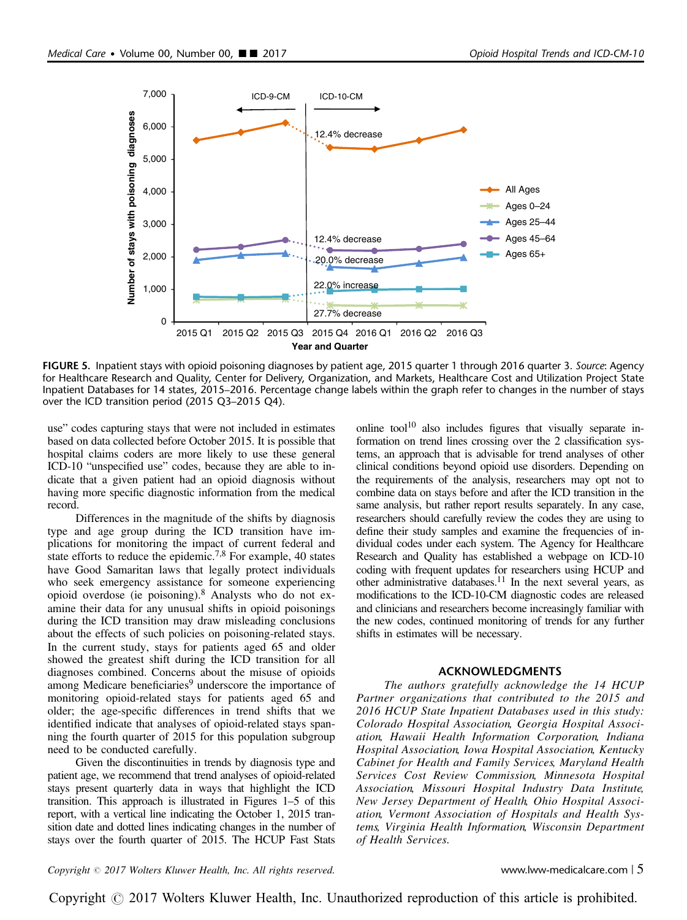FIGURE 5. Inpatient stays with opioid poisoning diagnoses by patient age, 2015 quarter 1 through 2016 quarter 3. *Source*: Agency for Healthcare Research and Quality, Center for Delivery, Organization, and Markets, Healthcare Cost and Utilization Project State Inpatient Databases for 14 states, 2015–2016. Percentage change labels within the graph refer to changes in the number of stays over the ICD transition period (2015 Q3–2015 Q4).

use" codes capturing stays that were not included in estimates based on data collected before October 2015. It is possible that hospital claims coders are more likely to use these general ICD-10 "unspecified use" codes, because they are able to indicate that a given patient had an opioid diagnosis without having more specific diagnostic information from the medical record.

Differences in the magnitude of the shifts by diagnosis type and age group during the ICD transition have implications for monitoring the impact of current federal and state efforts to reduce the epidemic.[7,8] For example, 40 states have Good Samaritan laws that legally protect individuals who seek emergency assistance for someone experiencing opioid overdose (ie poisoning).[8] Analysts who do not examine their data for any unusual shifts in opioid poisonings during the ICD transition may draw misleading conclusions about the effects of such policies on poisoning-related stays. In the current study, stays for patients aged 65 and older showed the greatest shift during the ICD transition for all diagnoses combined. Concerns about the misuse of opioids among Medicare beneficiaries[9] underscore the importance of monitoring opioid-related stays for patients aged 65 and older; the age-specific differences in trend shifts that we identified indicate that analyses of opioid-related stays spanning the fourth quarter of 2015 for this population subgroup need to be conducted carefully.

Given the discontinuities in trends by diagnosis type and patient age, we recommend that trend analyses of opioid-related stays present quarterly data in ways that highlight the ICD transition. This approach is illustrated in Figures 1–5 of this report, with a vertical line indicating the October 1, 2015 transition date and dotted lines indicating changes in the number of stays over the fourth quarter of 2015. The HCUP Fast Stats online tool[10] also includes figures that visually separate information on trend lines crossing over the 2 classification systems, an approach that is advisable for trend analyses of other clinical conditions beyond opioid use disorders. Depending on the requirements of the analysis, researchers may opt not to combine data on stays before and after the ICD transition in the same analysis, but rather report results separately. In any case, researchers should carefully review the codes they are using to define their study samples and examine the frequencies of individual codes under each system. The Agency for Healthcare Research and Quality has established a webpage on ICD-10 coding with frequent updates for researchers using HCUP and other administrative databases.[11] In the next several years, as modifications to the ICD-10-CM diagnostic codes are released and clinicians and researchers become increasingly familiar with the new codes, continued monitoring of trends for any further shifts in estimates will be necessary.

## ACKNOWLEDGMENTS

*The authors gratefully acknowledge the 14 HCUP Partner organizations that contributed to the 2015 and 2016 HCUP State Inpatient Databases used in this study: Colorado Hospital Association, Georgia Hospital Association, Hawaii Health Information Corporation, Indiana Hospital Association, Iowa Hospital Association, Kentucky Cabinet for Health and Family Services, Maryland Health Services Cost Review Commission, Minnesota Hospital Association, Missouri Hospital Industry Data Institute, New Jersey Department of Health, Ohio Hospital Association, Vermont Association of Hospitals and Health Systems, Virginia Health Information, Wisconsin Department of Health Services.*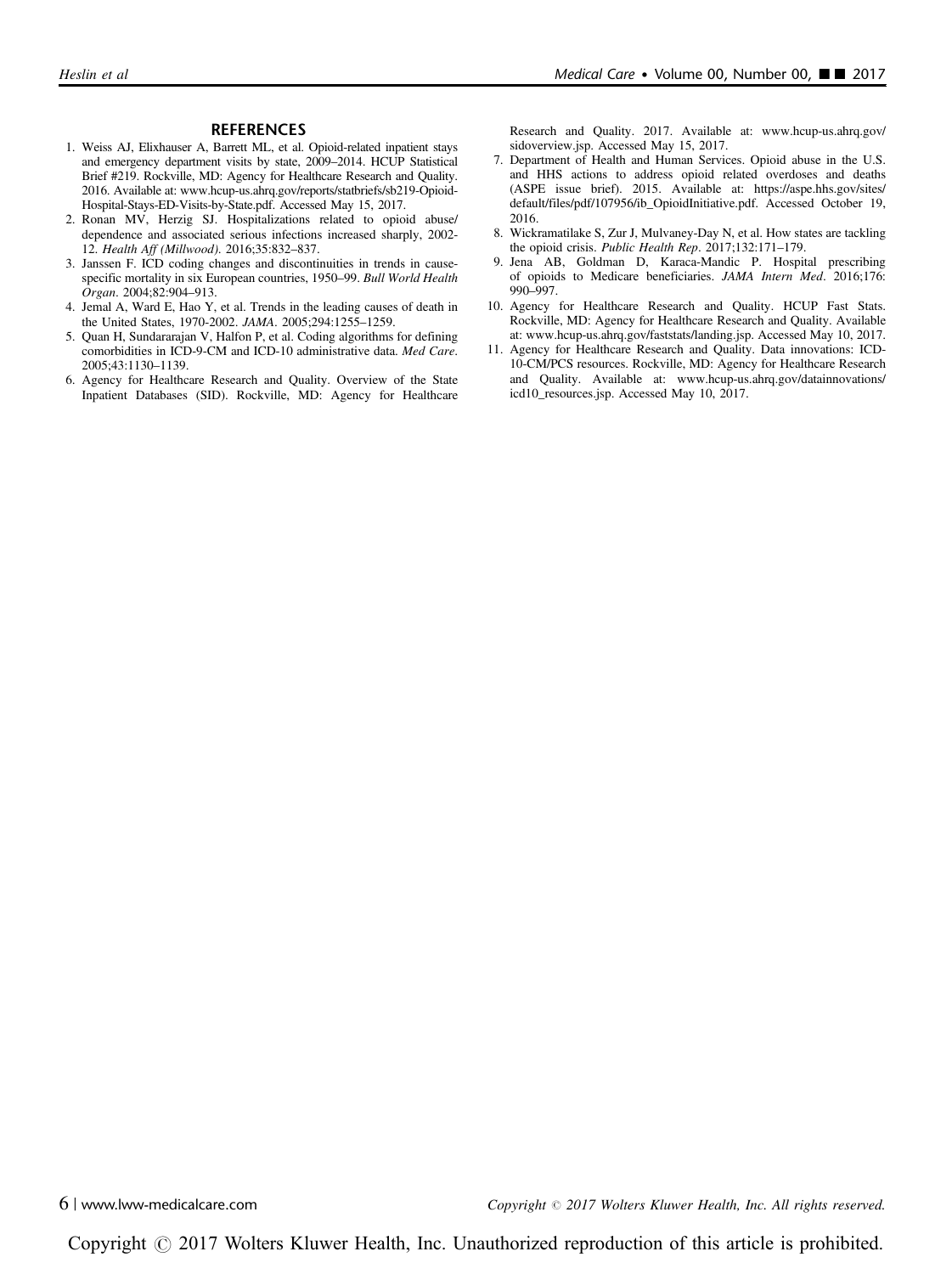## REFERENCES

1. Weiss AJ, Elixhauser A, Barrett ML, et al. Opioid-related inpatient stays and emergency department visits by state, 2009–2014. HCUP Statistical Brief #219. Rockville, MD: Agency for Healthcare Research and Quality. 2016. Available at: www.hcup-us.ahrq.gov/reports/statbriefs/sb219-Opioid-Hospital-Stays-ED-Visits-by-State.pdf. Accessed May 15, 2017.
2. Ronan MV, Herzig SJ. Hospitalizations related to opioid abuse/dependence and associated serious infections increased sharply, 2002-12. *Health Aff (Millwood)*. 2016;35:832–837.
3. Janssen F. ICD coding changes and discontinuities in trends in cause-specific mortality in six European countries, 1950–99. *Bull World Health Organ*. 2004;82:904–913.
4. Jemal A, Ward E, Hao Y, et al. Trends in the leading causes of death in the United States, 1970-2002. *JAMA*. 2005;294:1255–1259.
5. Quan H, Sundararajan V, Halfon P, et al. Coding algorithms for defining comorbidities in ICD-9-CM and ICD-10 administrative data. *Med Care*. 2005;43:1130–1139.
6. Agency for Healthcare Research and Quality. Overview of the State Inpatient Databases (SID). Rockville, MD: Agency for Healthcare Research and Quality. 2017. Available at: www.hcup-us.ahrq.gov/sidoverview.jsp. Accessed May 15, 2017.
7. Department of Health and Human Services. Opioid abuse in the U.S. and HHS actions to address opioid related overdoses and deaths (ASPE issue brief). 2015. Available at: https://aspe.hhs.gov/sites/default/files/pdf/107956/ib_OpioidInitiative.pdf. Accessed October 19, 2016.
8. Wickramatilake S, Zur J, Mulvaney-Day N, et al. How states are tackling the opioid crisis. *Public Health Rep*. 2017;132:171–179.
9. Jena AB, Goldman D, Karaca-Mandic P. Hospital prescribing of opioids to Medicare beneficiaries. *JAMA Intern Med*. 2016;176:990–997.
10. Agency for Healthcare Research and Quality. HCUP Fast Stats. Rockville, MD: Agency for Healthcare Research and Quality. Available at: www.hcup-us.ahrq.gov/faststats/landing.jsp. Accessed May 10, 2017.
11. Agency for Healthcare Research and Quality. Data innovations: ICD-10-CM/PCS resources. Rockville, MD: Agency for Healthcare Research and Quality. Available at: www.hcup-us.ahrq.gov/datainnovations/icd10_resources.jsp. Accessed May 10, 2017.